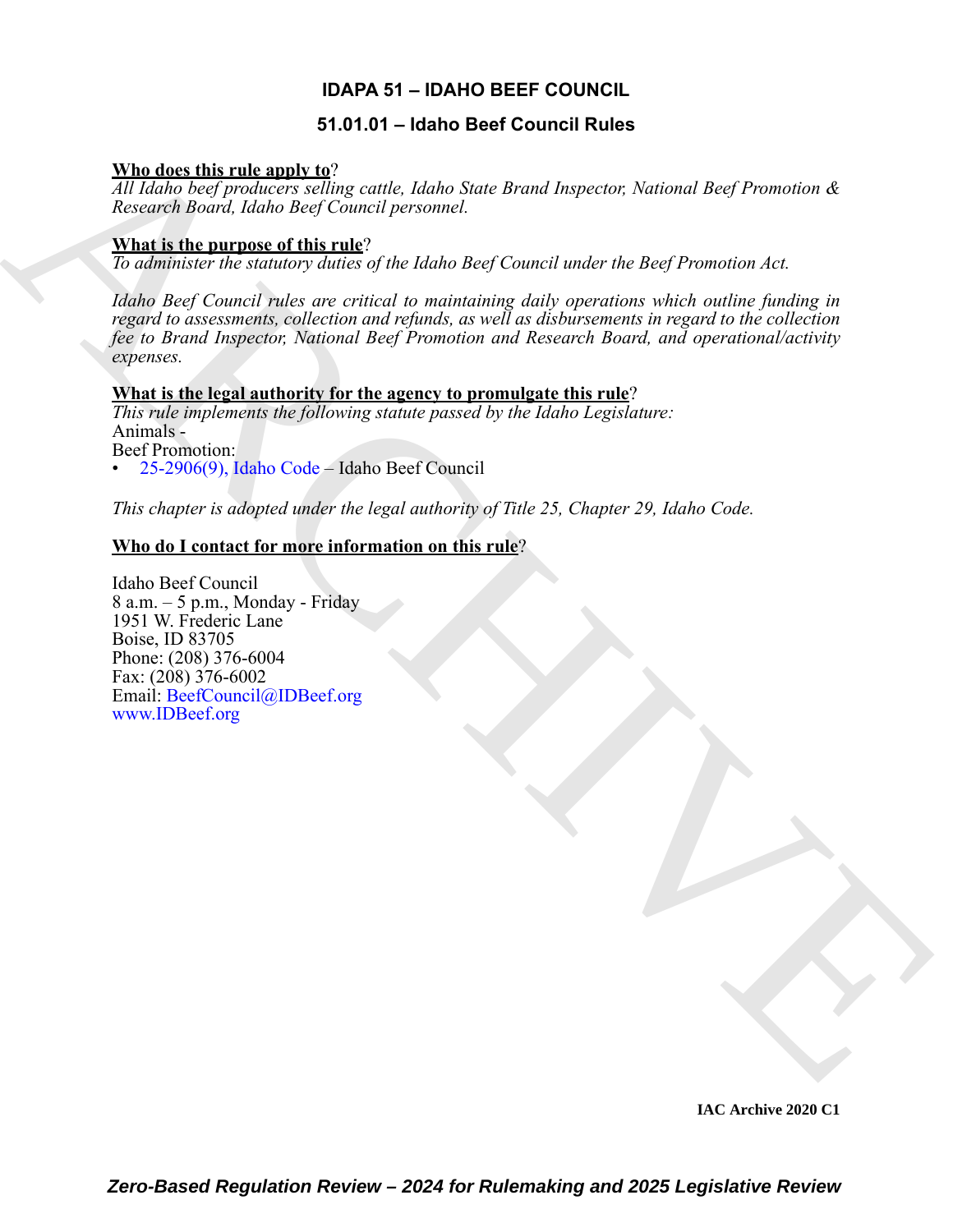# IDAPA 51 – IDAHO BEEF COUNCIL

## 51.01.01 – Idaho Beef Council Rules

**Who does this rule apply to?**
*All Idaho beef producers selling cattle, Idaho State Brand Inspector, National Beef Promotion & Research Board, Idaho Beef Council personnel.*

**What is the purpose of this rule?**
*To administer the statutory duties of the Idaho Beef Council under the Beef Promotion Act.*

*Idaho Beef Council rules are critical to maintaining daily operations which outline funding in regard to assessments, collection and refunds, as well as disbursements in regard to the collection fee to Brand Inspector, National Beef Promotion and Research Board, and operational/activity expenses.*

**What is the legal authority for the agency to promulgate this rule?**
*This rule implements the following statute passed by the Idaho Legislature:*
Animals -
Beef Promotion:
- 25-2906(9), Idaho Code – Idaho Beef Council

*This chapter is adopted under the legal authority of Title 25, Chapter 29, Idaho Code.*

**Who do I contact for more information on this rule?**

Idaho Beef Council
8 a.m. – 5 p.m., Monday - Friday
1951 W. Frederic Lane
Boise, ID 83705
Phone: (208) 376-6004
Fax: (208) 376-6002
Email: BeefCouncil@IDBeef.org
www.IDBeef.org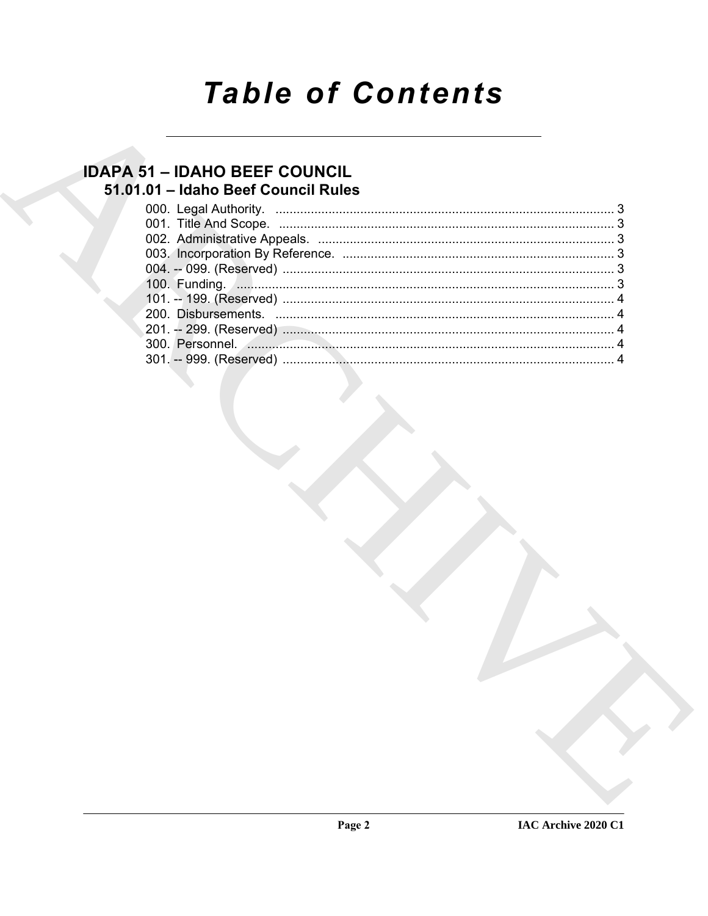# Table of Contents

## IDAPA 51 – IDAHO BEEF COUNCIL

### 51.01.01 – Idaho Beef Council Rules

000. Legal Authority. ........................................................................................ 3
001. Title And Scope. ........................................................................................ 3
002. Administrative Appeals. ............................................................................. 3
003. Incorporation By Reference. ...................................................................... 3
004. -- 099. (Reserved) ....................................................................................... 3
100. Funding. .................................................................................................... 3
101. -- 199. (Reserved) ....................................................................................... 4
200. Disbursements. .......................................................................................... 4
201. -- 299. (Reserved) ....................................................................................... 4
300. Personnel. .................................................................................................. 4
301. -- 999. (Reserved) ....................................................................................... 4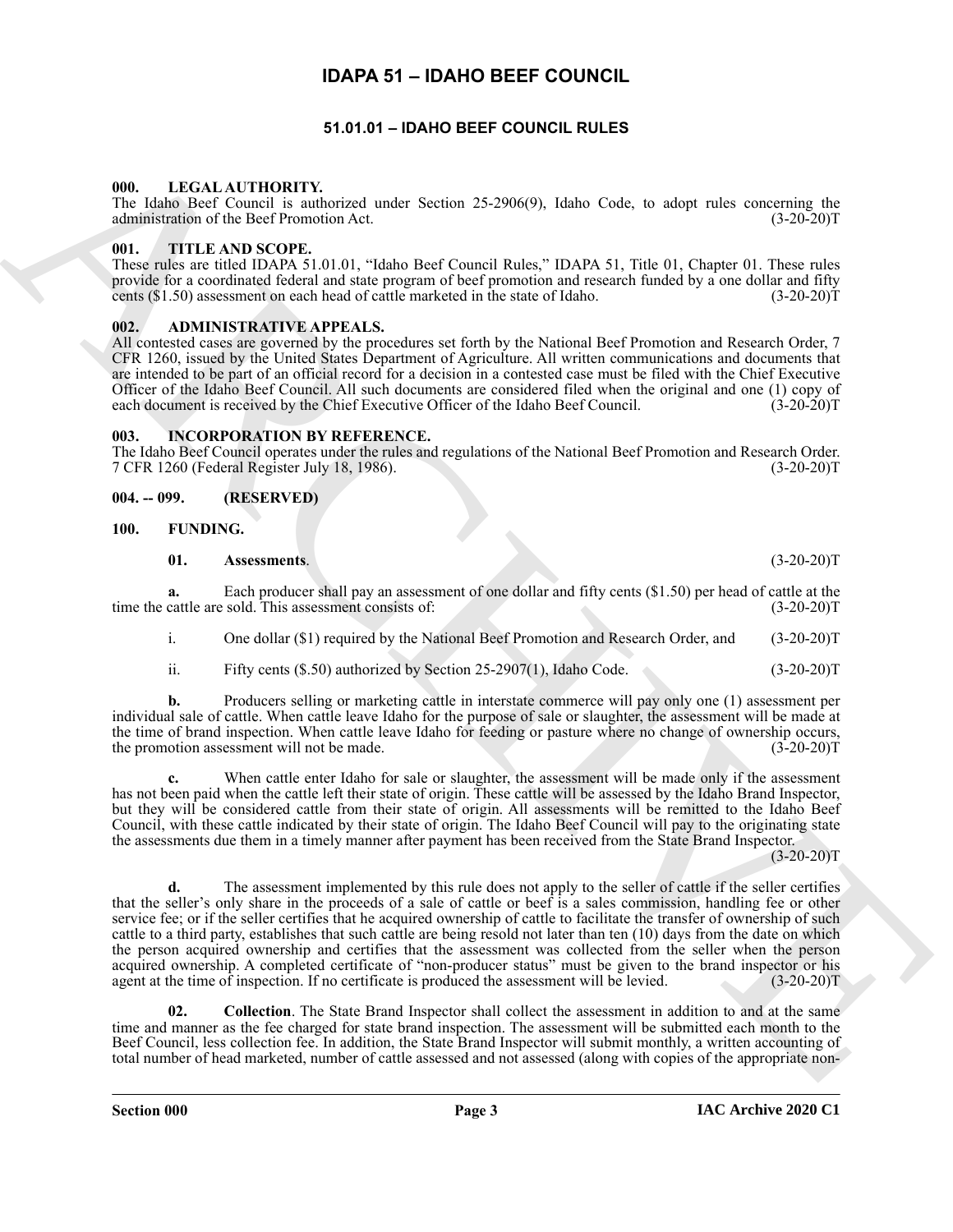# IDAPA 51 – IDAHO BEEF COUNCIL

## 51.01.01 – IDAHO BEEF COUNCIL RULES

### 000. LEGAL AUTHORITY.

The Idaho Beef Council is authorized under Section 25-2906(9), Idaho Code, to adopt rules concerning the administration of the Beef Promotion Act. (3-20-20)T

### 001. TITLE AND SCOPE.

These rules are titled IDAPA 51.01.01, "Idaho Beef Council Rules," IDAPA 51, Title 01, Chapter 01. These rules provide for a coordinated federal and state program of beef promotion and research funded by a one dollar and fifty cents ($1.50) assessment on each head of cattle marketed in the state of Idaho. (3-20-20)T

### 002. ADMINISTRATIVE APPEALS.

All contested cases are governed by the procedures set forth by the National Beef Promotion and Research Order, 7 CFR 1260, issued by the United States Department of Agriculture. All written communications and documents that are intended to be part of an official record for a decision in a contested case must be filed with the Chief Executive Officer of the Idaho Beef Council. All such documents are considered filed when the original and one (1) copy of each document is received by the Chief Executive Officer of the Idaho Beef Council. (3-20-20)T

### 003. INCORPORATION BY REFERENCE.

The Idaho Beef Council operates under the rules and regulations of the National Beef Promotion and Research Order. 7 CFR 1260 (Federal Register July 18, 1986). (3-20-20)T

### 004. -- 099. (RESERVED)

### 100. FUNDING.

**01. Assessments**. (3-20-20)T

**a.** Each producer shall pay an assessment of one dollar and fifty cents ($1.50) per head of cattle at the time the cattle are sold. This assessment consists of: (3-20-20)T

i. One dollar ($1) required by the National Beef Promotion and Research Order, and (3-20-20)T

ii. Fifty cents ($.50) authorized by Section 25-2907(1), Idaho Code. (3-20-20)T

**b.** Producers selling or marketing cattle in interstate commerce will pay only one (1) assessment per individual sale of cattle. When cattle leave Idaho for the purpose of sale or slaughter, the assessment will be made at the time of brand inspection. When cattle leave Idaho for feeding or pasture where no change of ownership occurs, the promotion assessment will not be made. (3-20-20)T

**c.** When cattle enter Idaho for sale or slaughter, the assessment will be made only if the assessment has not been paid when the cattle left their state of origin. These cattle will be assessed by the Idaho Brand Inspector, but they will be considered cattle from their state of origin. All assessments will be remitted to the Idaho Beef Council, with these cattle indicated by their state of origin. The Idaho Beef Council will pay to the originating state the assessments due them in a timely manner after payment has been received from the State Brand Inspector. (3-20-20)T

**d.** The assessment implemented by this rule does not apply to the seller of cattle if the seller certifies that the seller's only share in the proceeds of a sale of cattle or beef is a sales commission, handling fee or other service fee; or if the seller certifies that he acquired ownership of cattle to facilitate the transfer of ownership of such cattle to a third party, establishes that such cattle are being resold not later than ten (10) days from the date on which the person acquired ownership and certifies that the assessment was collected from the seller when the person acquired ownership. A completed certificate of "non-producer status" must be given to the brand inspector or his agent at the time of inspection. If no certificate is produced the assessment will be levied. (3-20-20)T

**02. Collection**. The State Brand Inspector shall collect the assessment in addition to and at the same time and manner as the fee charged for state brand inspection. The assessment will be submitted each month to the Beef Council, less collection fee. In addition, the State Brand Inspector will submit monthly, a written accounting of total number of head marketed, number of cattle assessed and not assessed (along with copies of the appropriate non-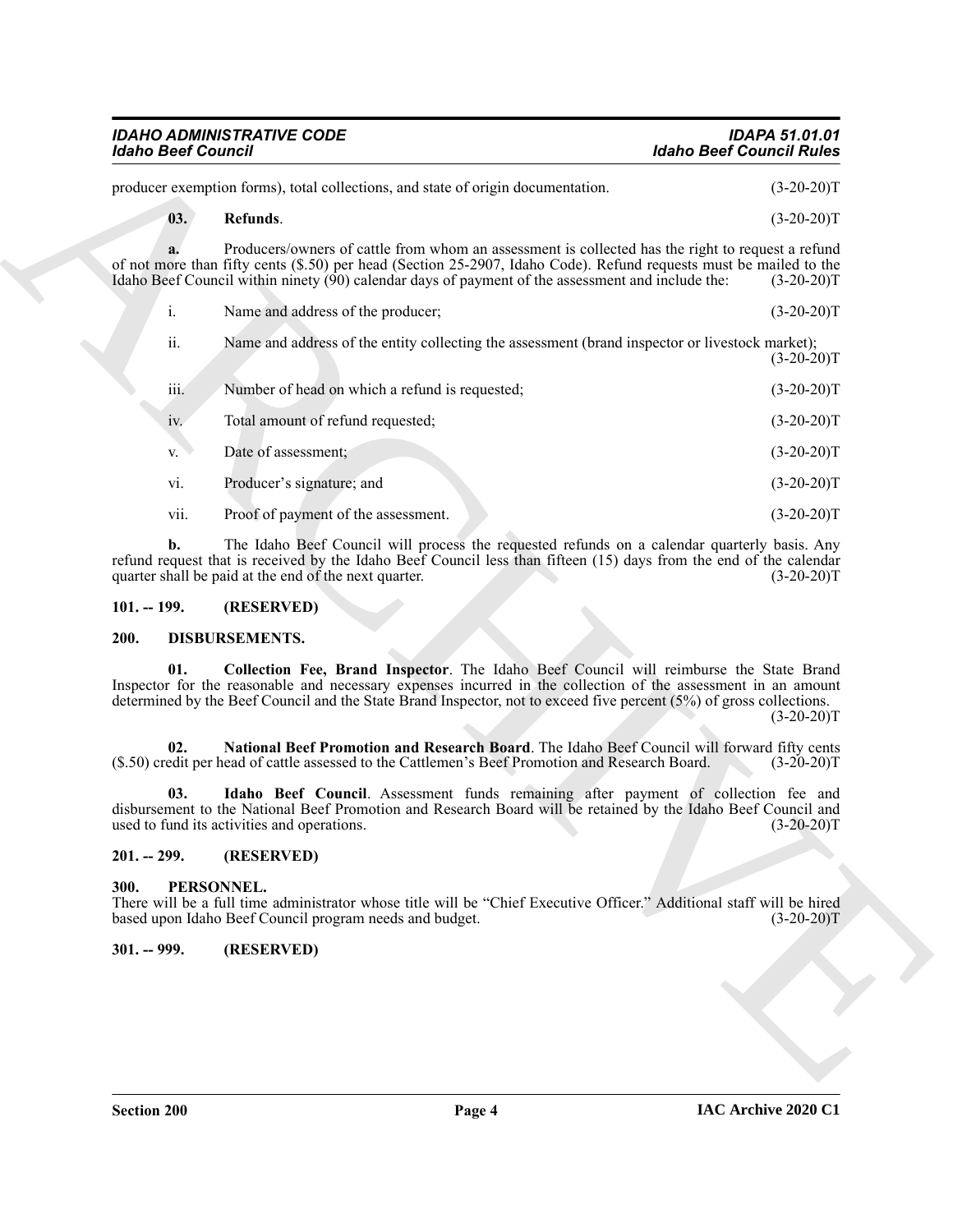producer exemption forms), total collections, and state of origin documentation. (3-20-20)T

**03. Refunds**. (3-20-20)T

**a.** Producers/owners of cattle from whom an assessment is collected has the right to request a refund of not more than fifty cents ($.50) per head (Section 25-2907, Idaho Code). Refund requests must be mailed to the Idaho Beef Council within ninety (90) calendar days of payment of the assessment and include the: (3-20-20)T

i. Name and address of the producer; (3-20-20)T

ii. Name and address of the entity collecting the assessment (brand inspector or livestock market); (3-20-20)T

iii. Number of head on which a refund is requested; (3-20-20)T

iv. Total amount of refund requested; (3-20-20)T

v. Date of assessment; (3-20-20)T

vi. Producer's signature; and (3-20-20)T

vii. Proof of payment of the assessment. (3-20-20)T

**b.** The Idaho Beef Council will process the requested refunds on a calendar quarterly basis. Any refund request that is received by the Idaho Beef Council less than fifteen (15) days from the end of the calendar quarter shall be paid at the end of the next quarter. (3-20-20)T

## 101. -- 199. (RESERVED)

## 200. DISBURSEMENTS.

**01. Collection Fee, Brand Inspector**. The Idaho Beef Council will reimburse the State Brand Inspector for the reasonable and necessary expenses incurred in the collection of the assessment in an amount determined by the Beef Council and the State Brand Inspector, not to exceed five percent (5%) of gross collections. (3-20-20)T

**02. National Beef Promotion and Research Board**. The Idaho Beef Council will forward fifty cents ($.50) credit per head of cattle assessed to the Cattlemen's Beef Promotion and Research Board. (3-20-20)T

**03. Idaho Beef Council**. Assessment funds remaining after payment of collection fee and disbursement to the National Beef Promotion and Research Board will be retained by the Idaho Beef Council and used to fund its activities and operations. (3-20-20)T

## 201. -- 299. (RESERVED)

## 300. PERSONNEL.

There will be a full time administrator whose title will be "Chief Executive Officer." Additional staff will be hired based upon Idaho Beef Council program needs and budget. (3-20-20)T

## 301. -- 999. (RESERVED)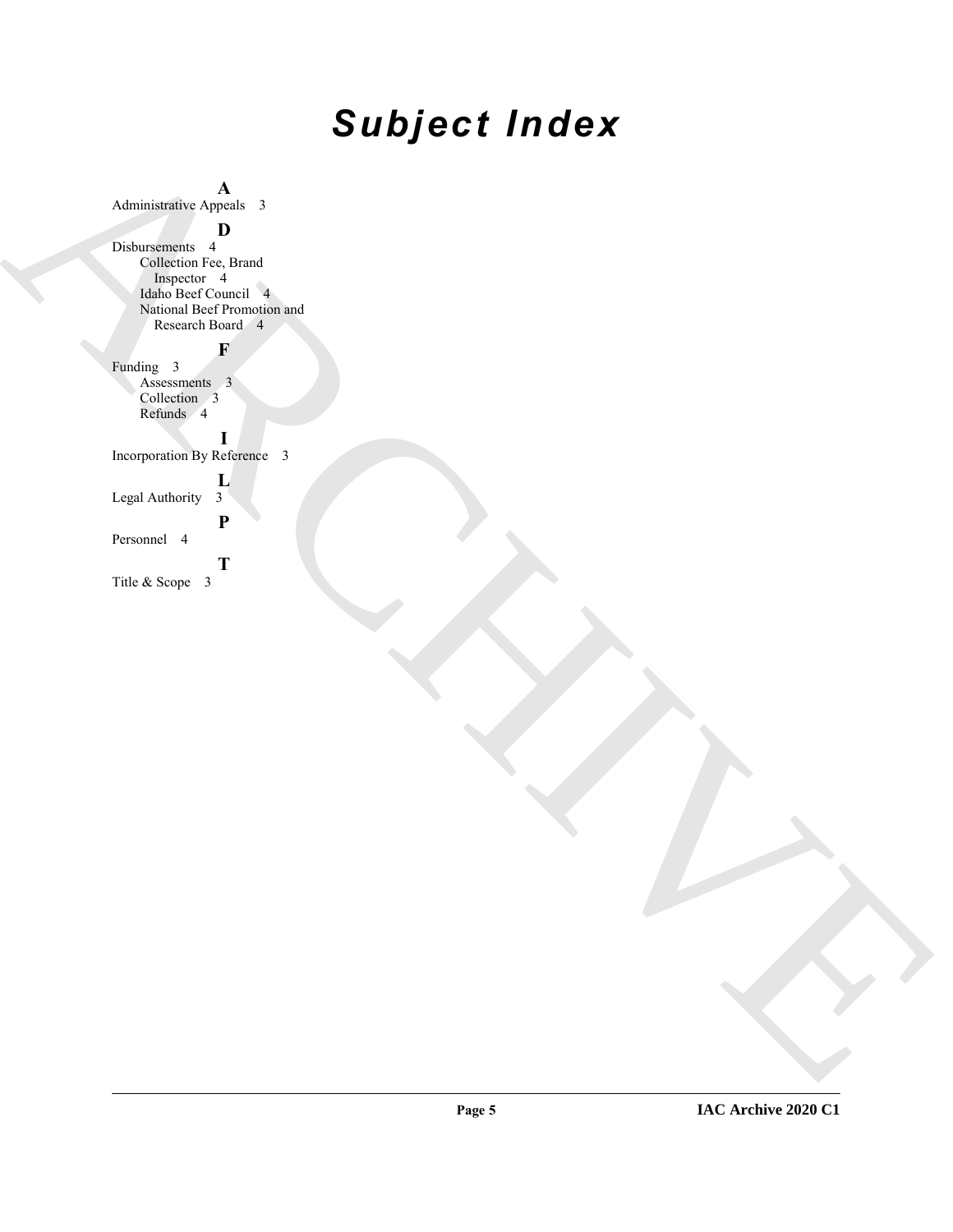# *Subject Index*

**A**

Administrative Appeals 3

**D**

Disbursements 4
  Collection Fee, Brand Inspector 4
  Idaho Beef Council 4
  National Beef Promotion and Research Board 4

**F**

Funding 3
  Assessments 3
  Collection 3
  Refunds 4

**I**

Incorporation By Reference 3

**L**

Legal Authority 3

**P**

Personnel 4

**T**

Title & Scope 3